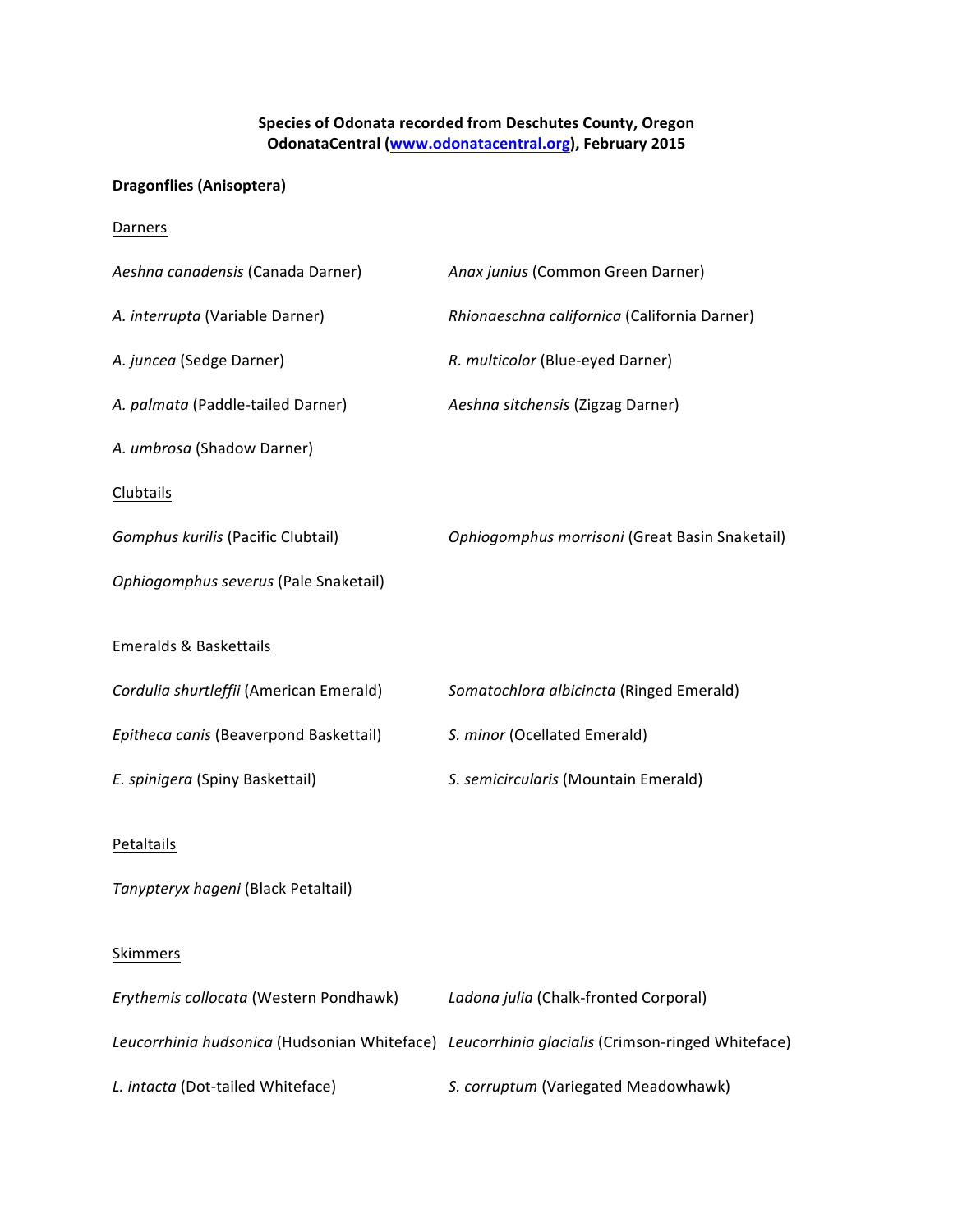**Species of Odonata recorded from Deschutes County, Oregon**
**OdonataCentral ([www.odonatacentral.org](http://www.odonatacentral.org)), February 2015**

## Dragonflies (Anisoptera)

### Darners

*Aeshna canadensis* (Canada Darner)

*A. interrupta* (Variable Darner)

*A. juncea* (Sedge Darner)

*A. palmata* (Paddle-tailed Darner)

*A. umbrosa* (Shadow Darner)

*Anax junius* (Common Green Darner)

*Rhionaeschna californica* (California Darner)

*R. multicolor* (Blue-eyed Darner)

*Aeshna sitchensis* (Zigzag Darner)

### Clubtails

*Gomphus kurilis* (Pacific Clubtail)

*Ophiogomphus severus* (Pale Snaketail)

*Ophiogomphus morrisoni* (Great Basin Snaketail)

### Emeralds & Baskettails

*Cordulia shurtleffii* (American Emerald)

*Epitheca canis* (Beaverpond Baskettail)

*E. spinigera* (Spiny Baskettail)

*Somatochlora albicincta* (Ringed Emerald)

*S. minor* (Ocellated Emerald)

*S. semicircularis* (Mountain Emerald)

### Petaltails

*Tanypteryx hageni* (Black Petaltail)

### Skimmers

*Erythemis collocata* (Western Pondhawk)

*Leucorrhinia hudsonica* (Hudsonian Whiteface)

*L. intacta* (Dot-tailed Whiteface)

*Ladona julia* (Chalk-fronted Corporal)

*Leucorrhinia glacialis* (Crimson-ringed Whiteface)

*S. corruptum* (Variegated Meadowhawk)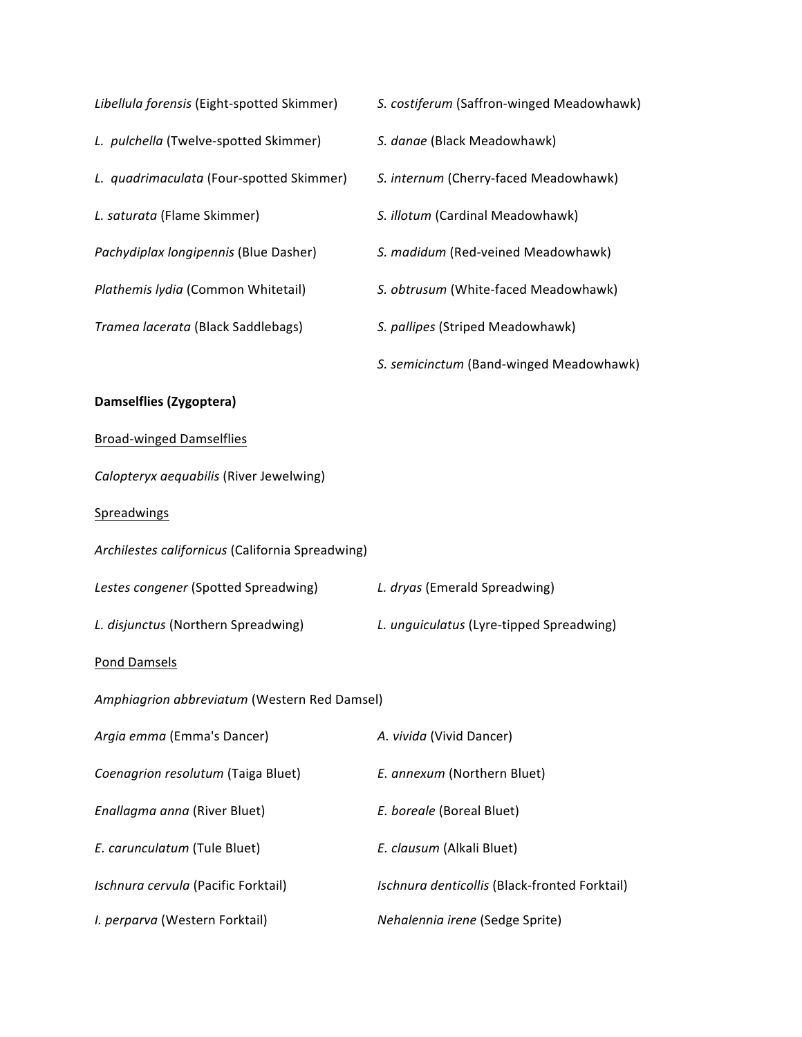*Libellula forensis* (Eight-spotted Skimmer)

*L. pulchella* (Twelve-spotted Skimmer)

*L. quadrimaculata* (Four-spotted Skimmer)

*L. saturata* (Flame Skimmer)

*Pachydiplax longipennis* (Blue Dasher)

*Plathemis lydia* (Common Whitetail)

*Tramea lacerata* (Black Saddlebags)

*S. costiferum* (Saffron-winged Meadowhawk)

*S. danae* (Black Meadowhawk)

*S. internum* (Cherry-faced Meadowhawk)

*S. illotum* (Cardinal Meadowhawk)

*S. madidum* (Red-veined Meadowhawk)

*S. obtrusum* (White-faced Meadowhawk)

*S. pallipes* (Striped Meadowhawk)

*S. semicinctum* (Band-winged Meadowhawk)

**Damselflies (Zygoptera)**

<u>Broad-winged Damselflies</u>

*Calopteryx aequabilis* (River Jewelwing)

<u>Spreadwings</u>

*Archilestes californicus* (California Spreadwing)

*Lestes congener* (Spotted Spreadwing)

*L. disjunctus* (Northern Spreadwing)

*L. dryas* (Emerald Spreadwing)

*L. unguiculatus* (Lyre-tipped Spreadwing)

<u>Pond Damsels</u>

*Amphiagrion abbreviatum* (Western Red Damsel)

*Argia emma* (Emma's Dancer)

*Coenagrion resolutum* (Taiga Bluet)

*Enallagma anna* (River Bluet)

*E. carunculatum* (Tule Bluet)

*Ischnura cervula* (Pacific Forktail)

*I. perparva* (Western Forktail)

*A. vivida* (Vivid Dancer)

*E. annexum* (Northern Bluet)

*E. boreale* (Boreal Bluet)

*E. clausum* (Alkali Bluet)

*Ischnura denticollis* (Black-fronted Forktail)

*Nehalennia irene* (Sedge Sprite)